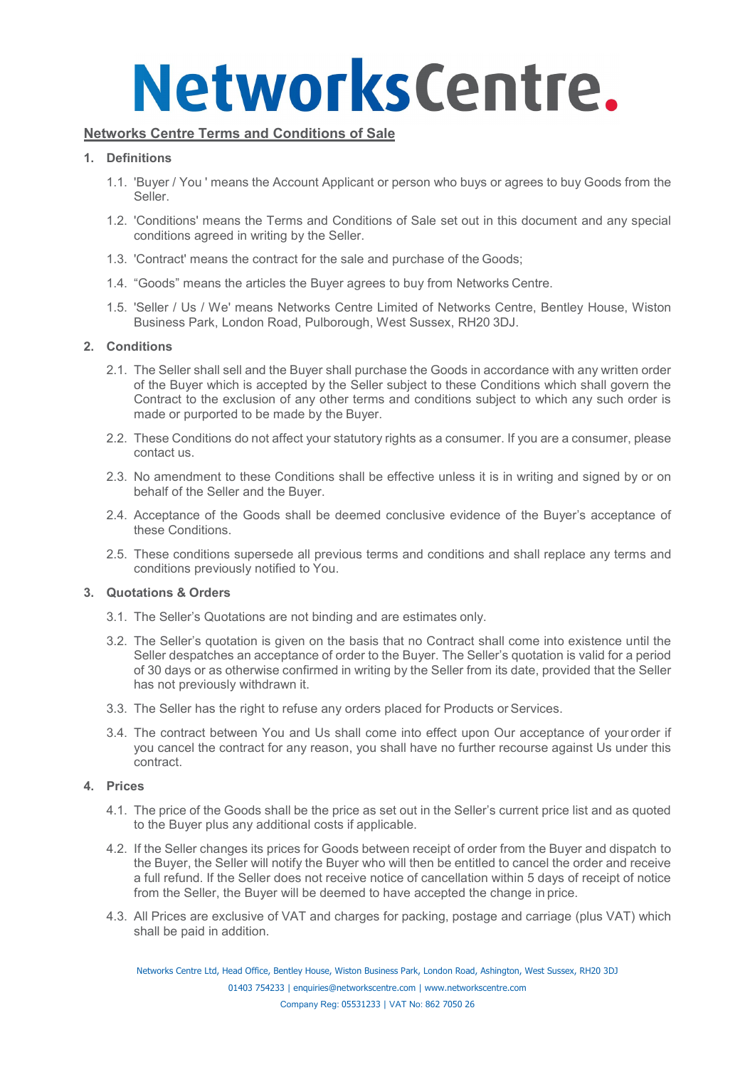# NetworksCentre.

## Networks Centre Terms and Conditions of Sale

### 1. Definitions

1.1. 'Buyer / You ' means the Account Applicant or person who buys or agrees to buy Goods from the Seller.

1.2. 'Conditions' means the Terms and Conditions of Sale set out in this document and any special conditions agreed in writing by the Seller.

1.3. 'Contract' means the contract for the sale and purchase of the Goods;

1.4. "Goods" means the articles the Buyer agrees to buy from Networks Centre.

1.5. 'Seller / Us / We' means Networks Centre Limited of Networks Centre, Bentley House, Wiston Business Park, London Road, Pulborough, West Sussex, RH20 3DJ.

### 2. Conditions

2.1. The Seller shall sell and the Buyer shall purchase the Goods in accordance with any written order of the Buyer which is accepted by the Seller subject to these Conditions which shall govern the Contract to the exclusion of any other terms and conditions subject to which any such order is made or purported to be made by the Buyer.

2.2. These Conditions do not affect your statutory rights as a consumer. If you are a consumer, please contact us.

2.3. No amendment to these Conditions shall be effective unless it is in writing and signed by or on behalf of the Seller and the Buyer.

2.4. Acceptance of the Goods shall be deemed conclusive evidence of the Buyer's acceptance of these Conditions.

2.5. These conditions supersede all previous terms and conditions and shall replace any terms and conditions previously notified to You.

### 3. Quotations & Orders

3.1. The Seller's Quotations are not binding and are estimates only.

3.2. The Seller's quotation is given on the basis that no Contract shall come into existence until the Seller despatches an acceptance of order to the Buyer. The Seller's quotation is valid for a period of 30 days or as otherwise confirmed in writing by the Seller from its date, provided that the Seller has not previously withdrawn it.

3.3. The Seller has the right to refuse any orders placed for Products or Services.

3.4. The contract between You and Us shall come into effect upon Our acceptance of your order if you cancel the contract for any reason, you shall have no further recourse against Us under this contract.

### 4. Prices

4.1. The price of the Goods shall be the price as set out in the Seller's current price list and as quoted to the Buyer plus any additional costs if applicable.

4.2. If the Seller changes its prices for Goods between receipt of order from the Buyer and dispatch to the Buyer, the Seller will notify the Buyer who will then be entitled to cancel the order and receive a full refund. If the Seller does not receive notice of cancellation within 5 days of receipt of notice from the Seller, the Buyer will be deemed to have accepted the change in price.

4.3. All Prices are exclusive of VAT and charges for packing, postage and carriage (plus VAT) which shall be paid in addition.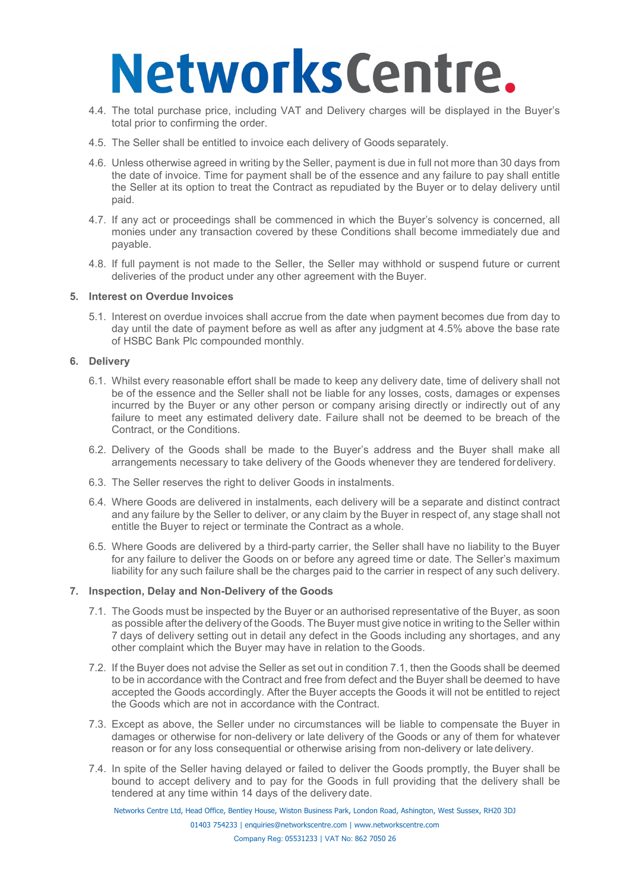4.4. The total purchase price, including VAT and Delivery charges will be displayed in the Buyer's total prior to confirming the order.

4.5. The Seller shall be entitled to invoice each delivery of Goods separately.

4.6. Unless otherwise agreed in writing by the Seller, payment is due in full not more than 30 days from the date of invoice. Time for payment shall be of the essence and any failure to pay shall entitle the Seller at its option to treat the Contract as repudiated by the Buyer or to delay delivery until paid.

4.7. If any act or proceedings shall be commenced in which the Buyer's solvency is concerned, all monies under any transaction covered by these Conditions shall become immediately due and payable.

4.8. If full payment is not made to the Seller, the Seller may withhold or suspend future or current deliveries of the product under any other agreement with the Buyer.

## 5. Interest on Overdue Invoices

5.1. Interest on overdue invoices shall accrue from the date when payment becomes due from day to day until the date of payment before as well as after any judgment at 4.5% above the base rate of HSBC Bank Plc compounded monthly.

## 6. Delivery

6.1. Whilst every reasonable effort shall be made to keep any delivery date, time of delivery shall not be of the essence and the Seller shall not be liable for any losses, costs, damages or expenses incurred by the Buyer or any other person or company arising directly or indirectly out of any failure to meet any estimated delivery date. Failure shall not be deemed to be breach of the Contract, or the Conditions.

6.2. Delivery of the Goods shall be made to the Buyer's address and the Buyer shall make all arrangements necessary to take delivery of the Goods whenever they are tendered for delivery.

6.3. The Seller reserves the right to deliver Goods in instalments.

6.4. Where Goods are delivered in instalments, each delivery will be a separate and distinct contract and any failure by the Seller to deliver, or any claim by the Buyer in respect of, any stage shall not entitle the Buyer to reject or terminate the Contract as a whole.

6.5. Where Goods are delivered by a third-party carrier, the Seller shall have no liability to the Buyer for any failure to deliver the Goods on or before any agreed time or date. The Seller's maximum liability for any such failure shall be the charges paid to the carrier in respect of any such delivery.

## 7. Inspection, Delay and Non-Delivery of the Goods

7.1. The Goods must be inspected by the Buyer or an authorised representative of the Buyer, as soon as possible after the delivery of the Goods. The Buyer must give notice in writing to the Seller within 7 days of delivery setting out in detail any defect in the Goods including any shortages, and any other complaint which the Buyer may have in relation to the Goods.

7.2. If the Buyer does not advise the Seller as set out in condition 7.1, then the Goods shall be deemed to be in accordance with the Contract and free from defect and the Buyer shall be deemed to have accepted the Goods accordingly. After the Buyer accepts the Goods it will not be entitled to reject the Goods which are not in accordance with the Contract.

7.3. Except as above, the Seller under no circumstances will be liable to compensate the Buyer in damages or otherwise for non-delivery or late delivery of the Goods or any of them for whatever reason or for any loss consequential or otherwise arising from non-delivery or late delivery.

7.4. In spite of the Seller having delayed or failed to deliver the Goods promptly, the Buyer shall be bound to accept delivery and to pay for the Goods in full providing that the delivery shall be tendered at any time within 14 days of the delivery date.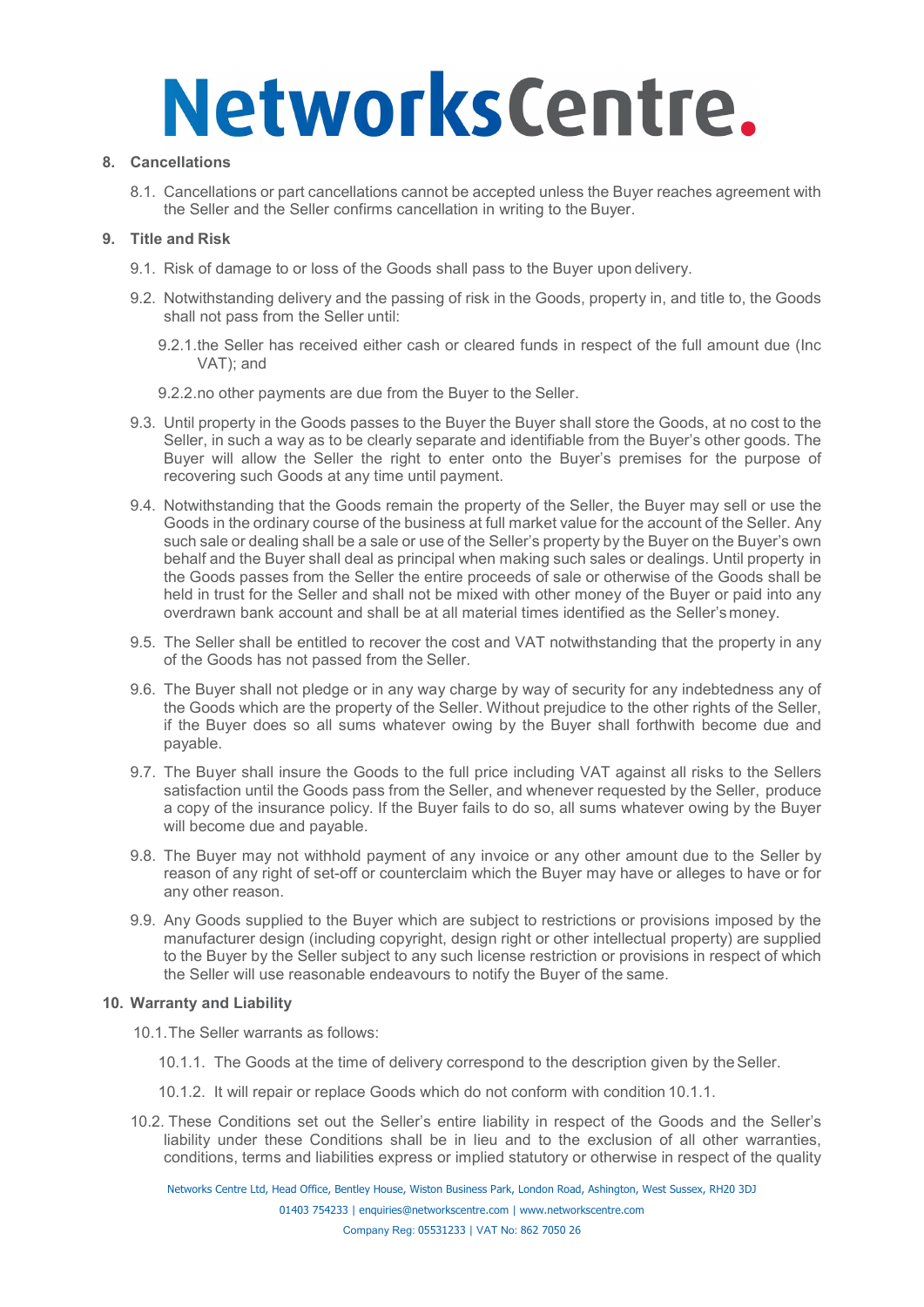## 8. Cancellations

8.1. Cancellations or part cancellations cannot be accepted unless the Buyer reaches agreement with the Seller and the Seller confirms cancellation in writing to the Buyer.

## 9. Title and Risk

9.1. Risk of damage to or loss of the Goods shall pass to the Buyer upon delivery.

9.2. Notwithstanding delivery and the passing of risk in the Goods, property in, and title to, the Goods shall not pass from the Seller until:

9.2.1. the Seller has received either cash or cleared funds in respect of the full amount due (Inc VAT); and

9.2.2. no other payments are due from the Buyer to the Seller.

9.3. Until property in the Goods passes to the Buyer the Buyer shall store the Goods, at no cost to the Seller, in such a way as to be clearly separate and identifiable from the Buyer's other goods. The Buyer will allow the Seller the right to enter onto the Buyer's premises for the purpose of recovering such Goods at any time until payment.

9.4. Notwithstanding that the Goods remain the property of the Seller, the Buyer may sell or use the Goods in the ordinary course of the business at full market value for the account of the Seller. Any such sale or dealing shall be a sale or use of the Seller's property by the Buyer on the Buyer's own behalf and the Buyer shall deal as principal when making such sales or dealings. Until property in the Goods passes from the Seller the entire proceeds of sale or otherwise of the Goods shall be held in trust for the Seller and shall not be mixed with other money of the Buyer or paid into any overdrawn bank account and shall be at all material times identified as the Seller's money.

9.5. The Seller shall be entitled to recover the cost and VAT notwithstanding that the property in any of the Goods has not passed from the Seller.

9.6. The Buyer shall not pledge or in any way charge by way of security for any indebtedness any of the Goods which are the property of the Seller. Without prejudice to the other rights of the Seller, if the Buyer does so all sums whatever owing by the Buyer shall forthwith become due and payable.

9.7. The Buyer shall insure the Goods to the full price including VAT against all risks to the Sellers satisfaction until the Goods pass from the Seller, and whenever requested by the Seller, produce a copy of the insurance policy. If the Buyer fails to do so, all sums whatever owing by the Buyer will become due and payable.

9.8. The Buyer may not withhold payment of any invoice or any other amount due to the Seller by reason of any right of set-off or counterclaim which the Buyer may have or alleges to have or for any other reason.

9.9. Any Goods supplied to the Buyer which are subject to restrictions or provisions imposed by the manufacturer design (including copyright, design right or other intellectual property) are supplied to the Buyer by the Seller subject to any such license restriction or provisions in respect of which the Seller will use reasonable endeavours to notify the Buyer of the same.

## 10. Warranty and Liability

10.1. The Seller warrants as follows:

10.1.1. The Goods at the time of delivery correspond to the description given by the Seller.

10.1.2. It will repair or replace Goods which do not conform with condition 10.1.1.

10.2. These Conditions set out the Seller's entire liability in respect of the Goods and the Seller's liability under these Conditions shall be in lieu and to the exclusion of all other warranties, conditions, terms and liabilities express or implied statutory or otherwise in respect of the quality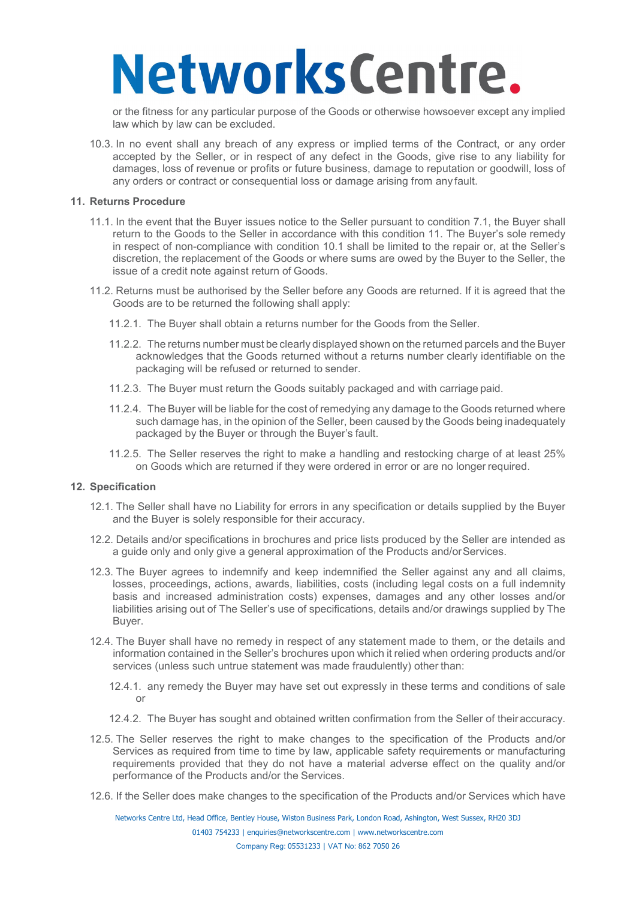or the fitness for any particular purpose of the Goods or otherwise howsoever except any implied law which by law can be excluded.

10.3. In no event shall any breach of any express or implied terms of the Contract, or any order accepted by the Seller, or in respect of any defect in the Goods, give rise to any liability for damages, loss of revenue or profits or future business, damage to reputation or goodwill, loss of any orders or contract or consequential loss or damage arising from any fault.

## 11. Returns Procedure

11.1. In the event that the Buyer issues notice to the Seller pursuant to condition 7.1, the Buyer shall return to the Goods to the Seller in accordance with this condition 11. The Buyer's sole remedy in respect of non-compliance with condition 10.1 shall be limited to the repair or, at the Seller's discretion, the replacement of the Goods or where sums are owed by the Buyer to the Seller, the issue of a credit note against return of Goods.

11.2. Returns must be authorised by the Seller before any Goods are returned. If it is agreed that the Goods are to be returned the following shall apply:

11.2.1. The Buyer shall obtain a returns number for the Goods from the Seller.

11.2.2. The returns number must be clearly displayed shown on the returned parcels and the Buyer acknowledges that the Goods returned without a returns number clearly identifiable on the packaging will be refused or returned to sender.

11.2.3. The Buyer must return the Goods suitably packaged and with carriage paid.

11.2.4. The Buyer will be liable for the cost of remedying any damage to the Goods returned where such damage has, in the opinion of the Seller, been caused by the Goods being inadequately packaged by the Buyer or through the Buyer's fault.

11.2.5. The Seller reserves the right to make a handling and restocking charge of at least 25% on Goods which are returned if they were ordered in error or are no longer required.

## 12. Specification

12.1. The Seller shall have no Liability for errors in any specification or details supplied by the Buyer and the Buyer is solely responsible for their accuracy.

12.2. Details and/or specifications in brochures and price lists produced by the Seller are intended as a guide only and only give a general approximation of the Products and/or Services.

12.3. The Buyer agrees to indemnify and keep indemnified the Seller against any and all claims, losses, proceedings, actions, awards, liabilities, costs (including legal costs on a full indemnity basis and increased administration costs) expenses, damages and any other losses and/or liabilities arising out of The Seller's use of specifications, details and/or drawings supplied by The Buyer.

12.4. The Buyer shall have no remedy in respect of any statement made to them, or the details and information contained in the Seller's brochures upon which it relied when ordering products and/or services (unless such untrue statement was made fraudulently) other than:

12.4.1. any remedy the Buyer may have set out expressly in these terms and conditions of sale or

12.4.2. The Buyer has sought and obtained written confirmation from the Seller of their accuracy.

12.5. The Seller reserves the right to make changes to the specification of the Products and/or Services as required from time to time by law, applicable safety requirements or manufacturing requirements provided that they do not have a material adverse effect on the quality and/or performance of the Products and/or the Services.

12.6. If the Seller does make changes to the specification of the Products and/or Services which have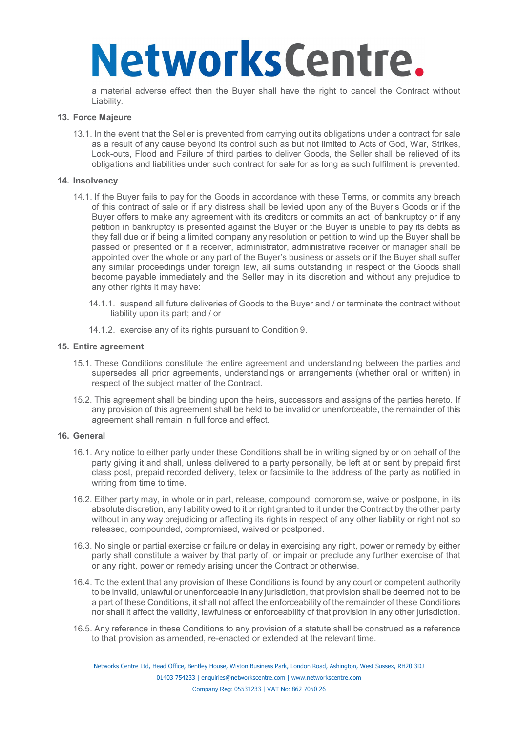a material adverse effect then the Buyer shall have the right to cancel the Contract without Liability.

**13. Force Majeure**

13.1. In the event that the Seller is prevented from carrying out its obligations under a contract for sale as a result of any cause beyond its control such as but not limited to Acts of God, War, Strikes, Lock-outs, Flood and Failure of third parties to deliver Goods, the Seller shall be relieved of its obligations and liabilities under such contract for sale for as long as such fulfilment is prevented.

**14. Insolvency**

14.1. If the Buyer fails to pay for the Goods in accordance with these Terms, or commits any breach of this contract of sale or if any distress shall be levied upon any of the Buyer's Goods or if the Buyer offers to make any agreement with its creditors or commits an act of bankruptcy or if any petition in bankruptcy is presented against the Buyer or the Buyer is unable to pay its debts as they fall due or if being a limited company any resolution or petition to wind up the Buyer shall be passed or presented or if a receiver, administrator, administrative receiver or manager shall be appointed over the whole or any part of the Buyer's business or assets or if the Buyer shall suffer any similar proceedings under foreign law, all sums outstanding in respect of the Goods shall become payable immediately and the Seller may in its discretion and without any prejudice to any other rights it may have:

14.1.1. suspend all future deliveries of Goods to the Buyer and / or terminate the contract without liability upon its part; and / or

14.1.2. exercise any of its rights pursuant to Condition 9.

**15. Entire agreement**

15.1. These Conditions constitute the entire agreement and understanding between the parties and supersedes all prior agreements, understandings or arrangements (whether oral or written) in respect of the subject matter of the Contract.

15.2. This agreement shall be binding upon the heirs, successors and assigns of the parties hereto. If any provision of this agreement shall be held to be invalid or unenforceable, the remainder of this agreement shall remain in full force and effect.

**16. General**

16.1. Any notice to either party under these Conditions shall be in writing signed by or on behalf of the party giving it and shall, unless delivered to a party personally, be left at or sent by prepaid first class post, prepaid recorded delivery, telex or facsimile to the address of the party as notified in writing from time to time.

16.2. Either party may, in whole or in part, release, compound, compromise, waive or postpone, in its absolute discretion, any liability owed to it or right granted to it under the Contract by the other party without in any way prejudicing or affecting its rights in respect of any other liability or right not so released, compounded, compromised, waived or postponed.

16.3. No single or partial exercise or failure or delay in exercising any right, power or remedy by either party shall constitute a waiver by that party of, or impair or preclude any further exercise of that or any right, power or remedy arising under the Contract or otherwise.

16.4. To the extent that any provision of these Conditions is found by any court or competent authority to be invalid, unlawful or unenforceable in any jurisdiction, that provision shall be deemed not to be a part of these Conditions, it shall not affect the enforceability of the remainder of these Conditions nor shall it affect the validity, lawfulness or enforceability of that provision in any other jurisdiction.

16.5. Any reference in these Conditions to any provision of a statute shall be construed as a reference to that provision as amended, re-enacted or extended at the relevant time.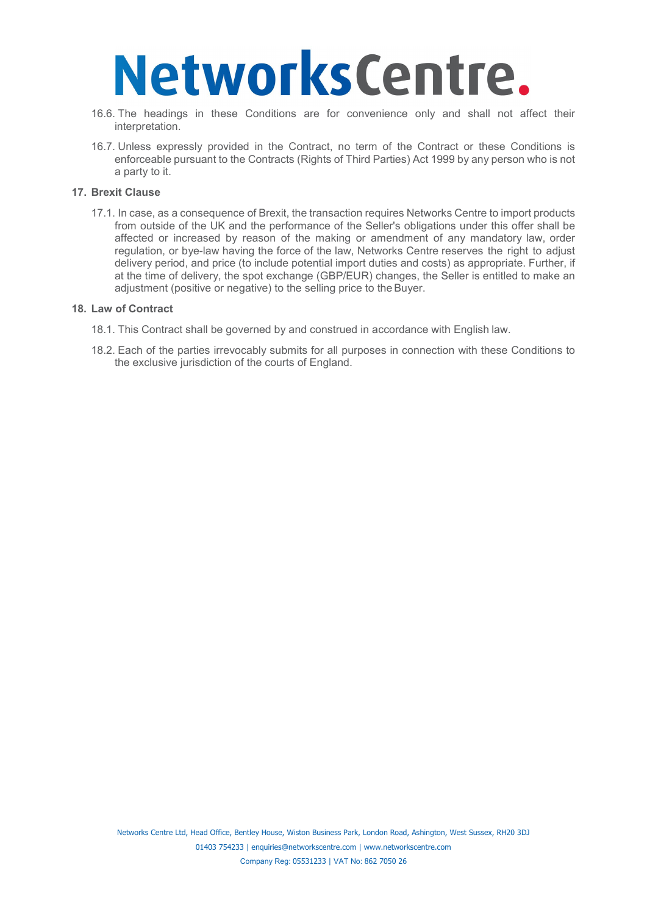16.6. The headings in these Conditions are for convenience only and shall not affect their interpretation.

16.7. Unless expressly provided in the Contract, no term of the Contract or these Conditions is enforceable pursuant to the Contracts (Rights of Third Parties) Act 1999 by any person who is not a party to it.

**17. Brexit Clause**

17.1. In case, as a consequence of Brexit, the transaction requires Networks Centre to import products from outside of the UK and the performance of the Seller's obligations under this offer shall be affected or increased by reason of the making or amendment of any mandatory law, order regulation, or bye-law having the force of the law, Networks Centre reserves the right to adjust delivery period, and price (to include potential import duties and costs) as appropriate. Further, if at the time of delivery, the spot exchange (GBP/EUR) changes, the Seller is entitled to make an adjustment (positive or negative) to the selling price to the Buyer.

**18. Law of Contract**

18.1. This Contract shall be governed by and construed in accordance with English law.

18.2. Each of the parties irrevocably submits for all purposes in connection with these Conditions to the exclusive jurisdiction of the courts of England.